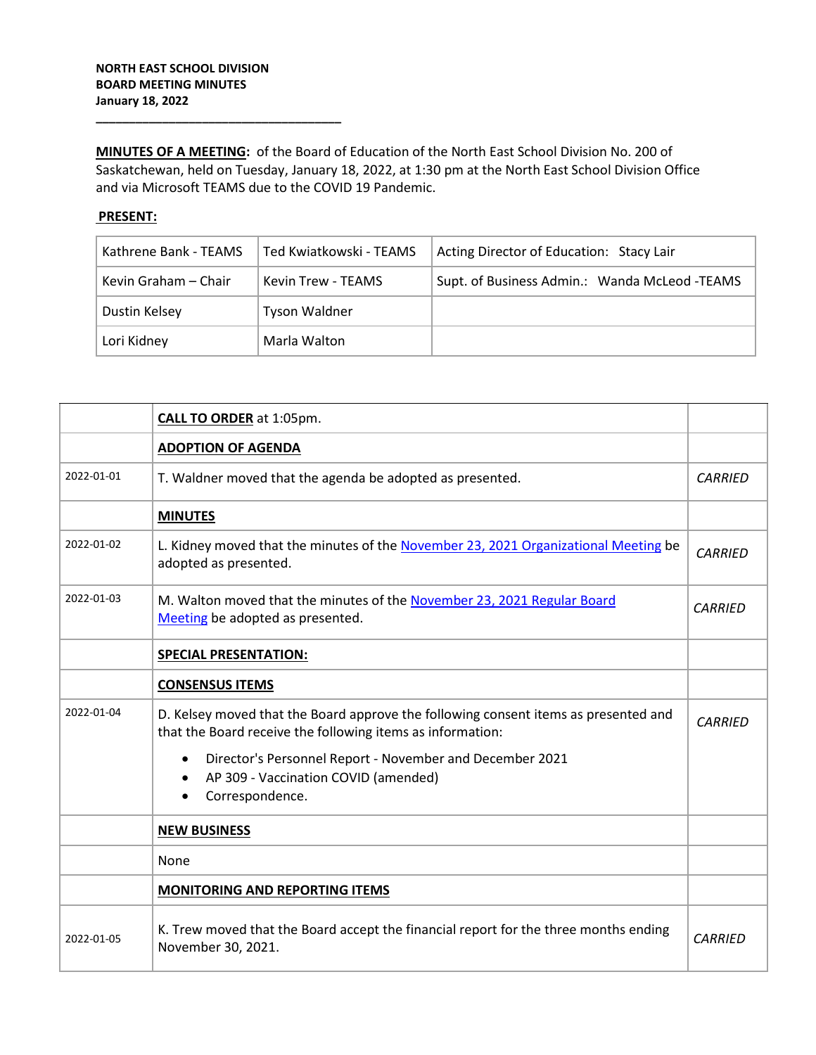**NORTH EAST SCHOOL DIVISION**
**BOARD MEETING MINUTES**
**January 18, 2022**

---

**MINUTES OF A MEETING:** of the Board of Education of the North East School Division No. 200 of Saskatchewan, held on Tuesday, January 18, 2022, at 1:30 pm at the North East School Division Office and via Microsoft TEAMS due to the COVID 19 Pandemic.

**PRESENT:**

| | | |
|---|---|---|
| Kathrene Bank - TEAMS | Ted Kwiatkowski - TEAMS | Acting Director of Education: Stacy Lair |
| Kevin Graham – Chair | Kevin Trew - TEAMS | Supt. of Business Admin.: Wanda McLeod -TEAMS |
| Dustin Kelsey | Tyson Waldner | |
| Lori Kidney | Marla Walton | |

| | | |
|---|---|---|
| | **CALL TO ORDER** at 1:05pm. | |
| | **ADOPTION OF AGENDA** | |
| 2022-01-01 | T. Waldner moved that the agenda be adopted as presented. | *CARRIED* |
| | **MINUTES** | |
| 2022-01-02 | L. Kidney moved that the minutes of the November 23, 2021 Organizational Meeting be adopted as presented. | *CARRIED* |
| 2022-01-03 | M. Walton moved that the minutes of the November 23, 2021 Regular Board Meeting be adopted as presented. | *CARRIED* |
| | **SPECIAL PRESENTATION:** | |
| | **CONSENSUS ITEMS** | |
| 2022-01-04 | D. Kelsey moved that the Board approve the following consent items as presented and that the Board receive the following items as information:<br>• Director's Personnel Report - November and December 2021<br>• AP 309 - Vaccination COVID (amended)<br>• Correspondence. | *CARRIED* |
| | **NEW BUSINESS** | |
| | None | |
| | **MONITORING AND REPORTING ITEMS** | |
| 2022-01-05 | K. Trew moved that the Board accept the financial report for the three months ending November 30, 2021. | *CARRIED* |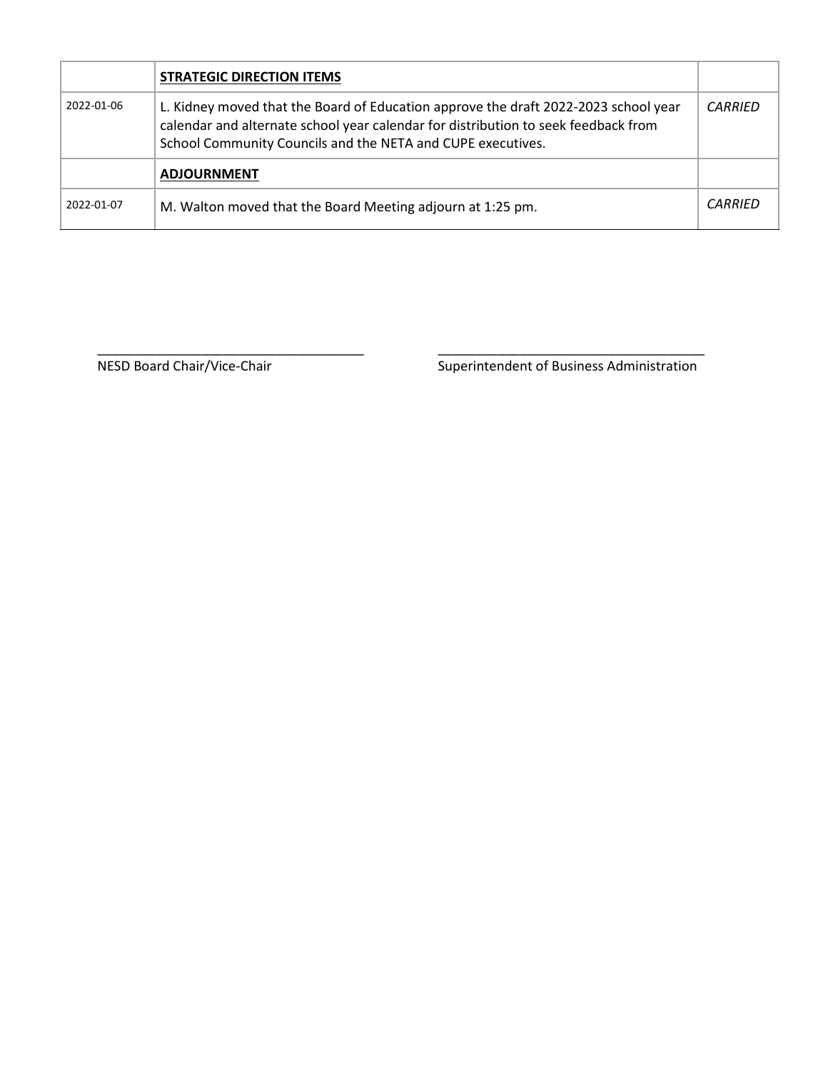| | | |
|---|---|---|
| | **STRATEGIC DIRECTION ITEMS** | |
| 2022-01-06 | L. Kidney moved that the Board of Education approve the draft 2022-2023 school year calendar and alternate school year calendar for distribution to seek feedback from School Community Councils and the NETA and CUPE executives. | *CARRIED* |
| | **ADJOURNMENT** | |
| 2022-01-07 | M. Walton moved that the Board Meeting adjourn at 1:25 pm. | *CARRIED* |

_____________________________________
NESD Board Chair/Vice-Chair

_____________________________________
Superintendent of Business Administration